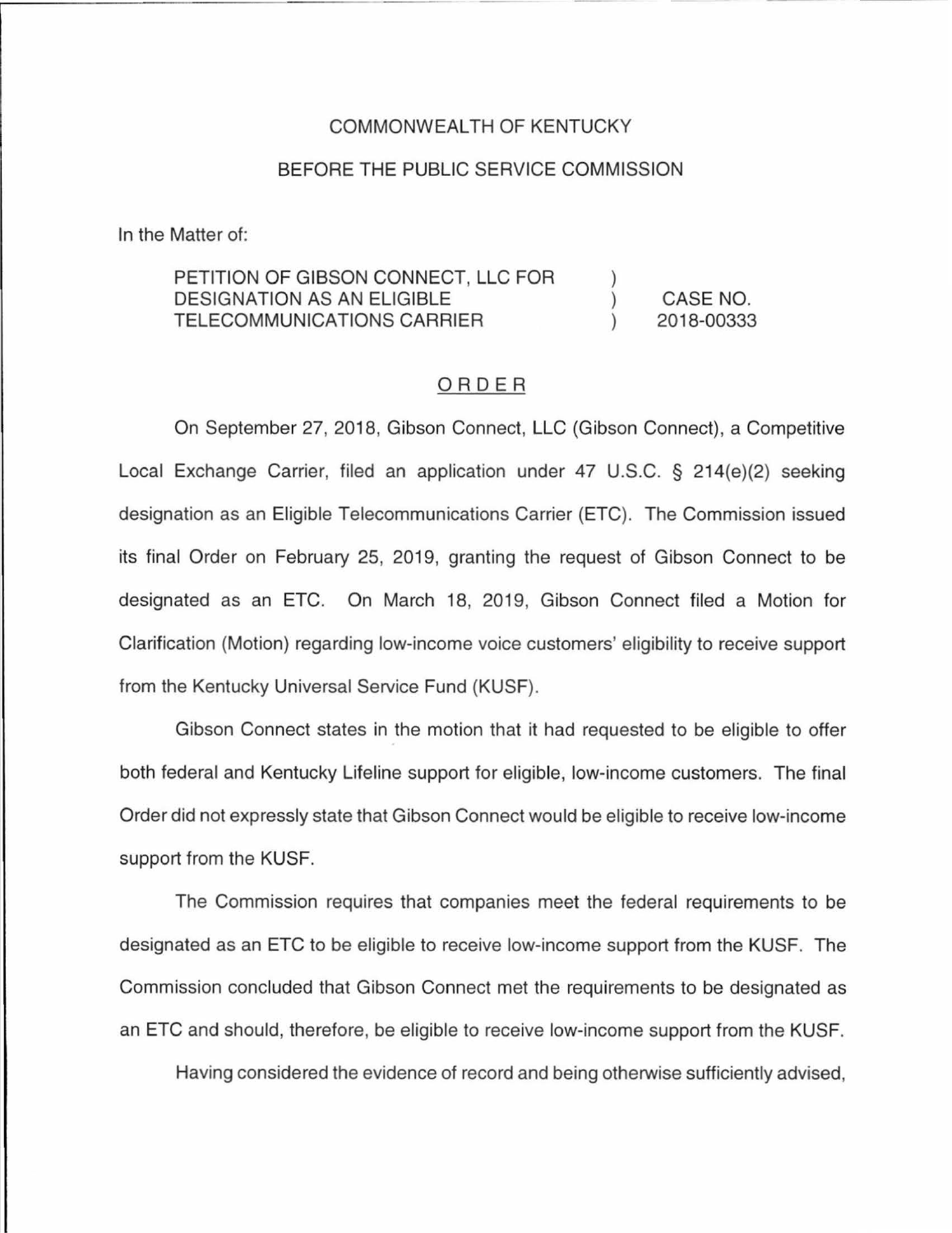COMMONWEALTH OF KENTUCKY

BEFORE THE PUBLIC SERVICE COMMISSION

In the Matter of:

| | | |
|---|---|---|
| PETITION OF GIBSON CONNECT, LLC FOR DESIGNATION AS AN ELIGIBLE TELECOMMUNICATIONS CARRIER | ) ) ) | CASE NO. 2018-00333 |

ORDER

On September 27, 2018, Gibson Connect, LLC (Gibson Connect), a Competitive Local Exchange Carrier, filed an application under 47 U.S.C. § 214(e)(2) seeking designation as an Eligible Telecommunications Carrier (ETC). The Commission issued its final Order on February 25, 2019, granting the request of Gibson Connect to be designated as an ETC. On March 18, 2019, Gibson Connect filed a Motion for Clarification (Motion) regarding low-income voice customers' eligibility to receive support from the Kentucky Universal Service Fund (KUSF).

Gibson Connect states in the motion that it had requested to be eligible to offer both federal and Kentucky Lifeline support for eligible, low-income customers. The final Order did not expressly state that Gibson Connect would be eligible to receive low-income support from the KUSF.

The Commission requires that companies meet the federal requirements to be designated as an ETC to be eligible to receive low-income support from the KUSF. The Commission concluded that Gibson Connect met the requirements to be designated as an ETC and should, therefore, be eligible to receive low-income support from the KUSF.

Having considered the evidence of record and being otherwise sufficiently advised,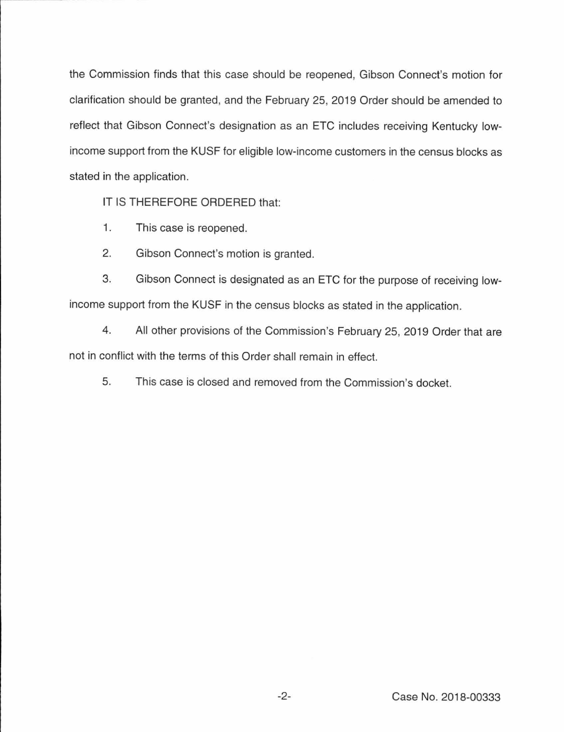the Commission finds that this case should be reopened, Gibson Connect's motion for clarification should be granted, and the February 25, 2019 Order should be amended to reflect that Gibson Connect's designation as an ETC includes receiving Kentucky low-income support from the KUSF for eligible low-income customers in the census blocks as stated in the application.

IT IS THEREFORE ORDERED that:

1. This case is reopened.

2. Gibson Connect's motion is granted.

3. Gibson Connect is designated as an ETC for the purpose of receiving low-income support from the KUSF in the census blocks as stated in the application.

4. All other provisions of the Commission's February 25, 2019 Order that are not in conflict with the terms of this Order shall remain in effect.

5. This case is closed and removed from the Commission's docket.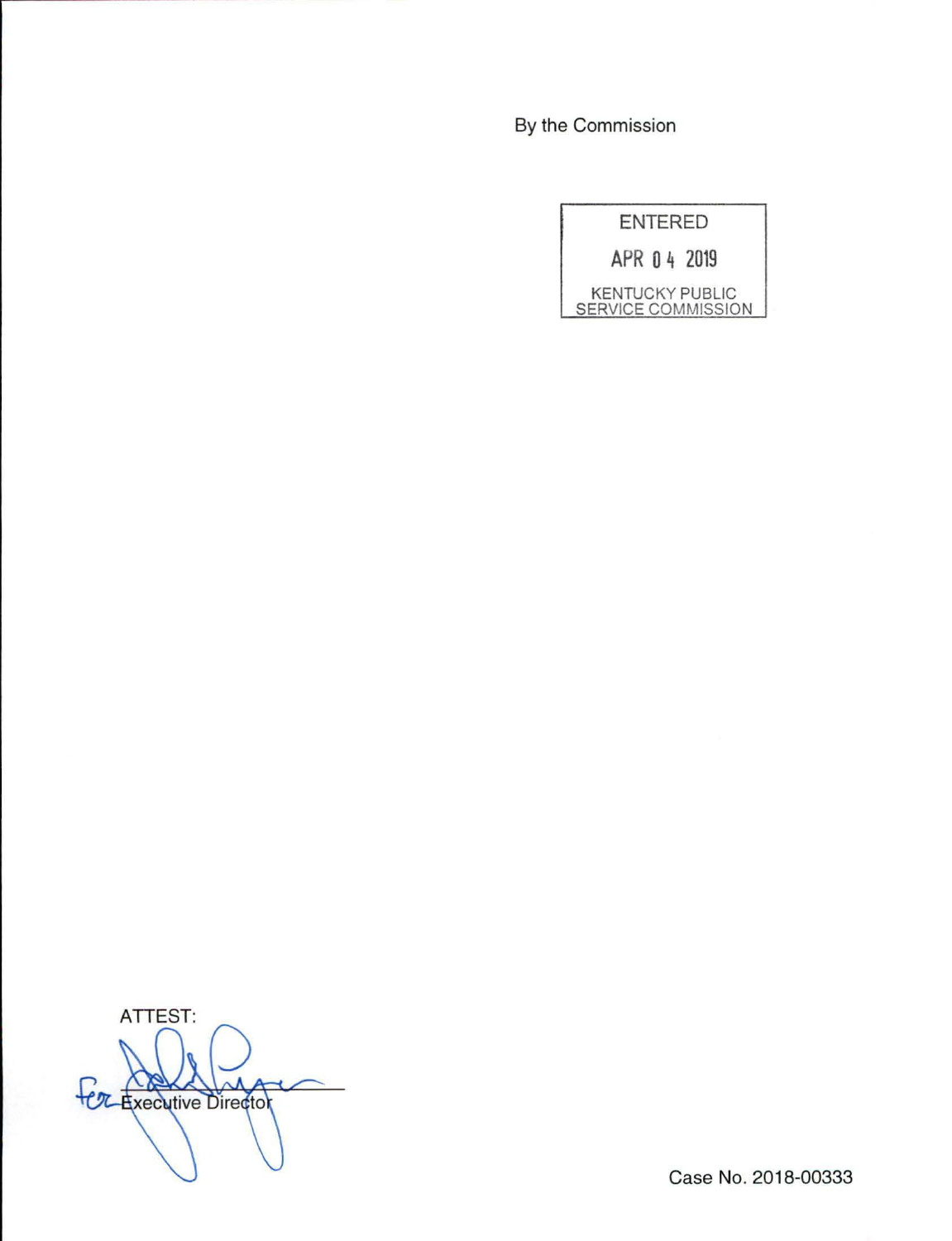By the Commission

ENTERED

APR 04 2019

KENTUCKY PUBLIC SERVICE COMMISSION

ATTEST:

for Executive Director

Case No. 2018-00333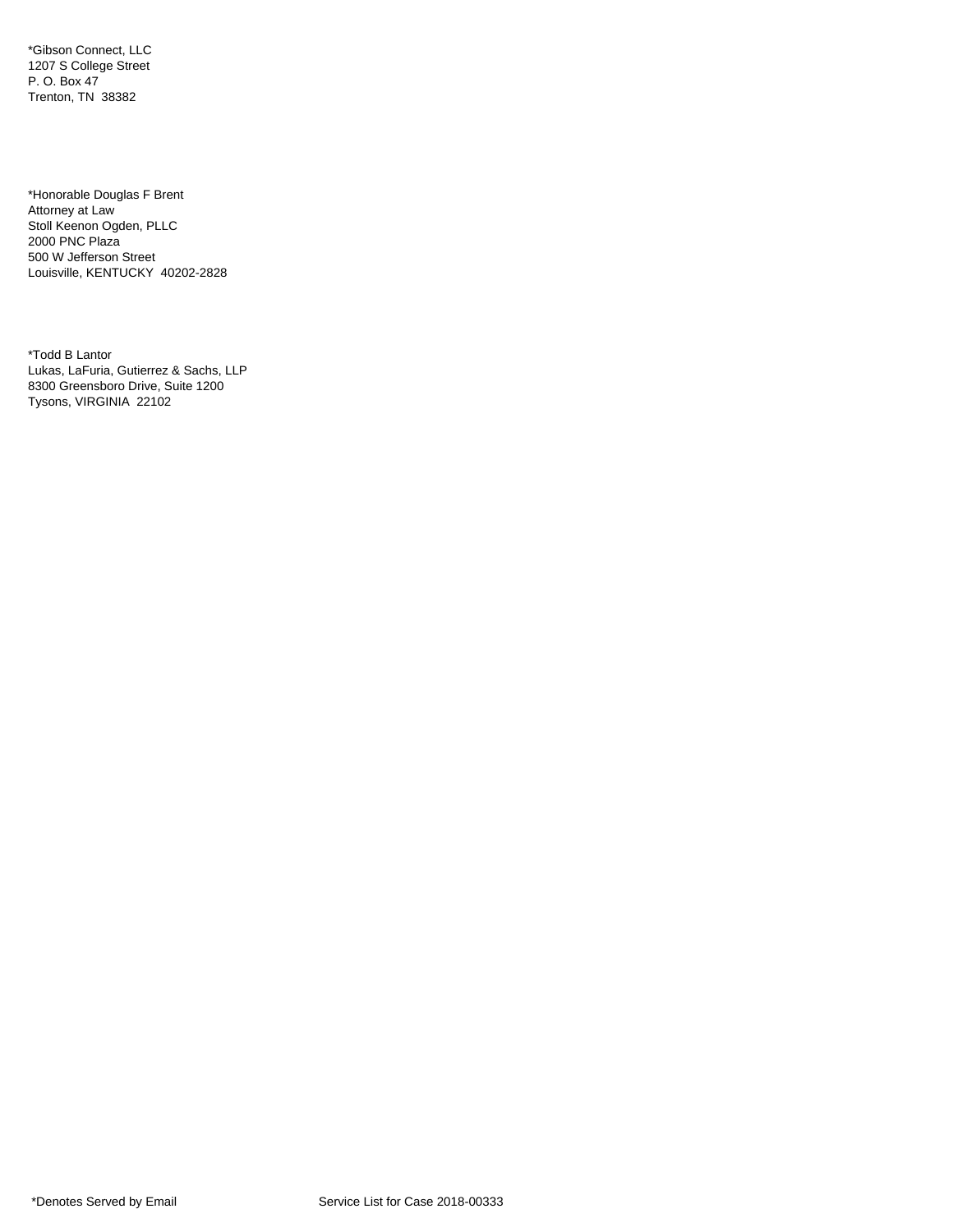*Gibson Connect, LLC
1207 S College Street
P. O. Box 47
Trenton, TN  38382

*Honorable Douglas F Brent
Attorney at Law
Stoll Keenon Ogden, PLLC
2000 PNC Plaza
500 W Jefferson Street
Louisville, KENTUCKY  40202-2828

*Todd B Lantor
Lukas, LaFuria, Gutierrez & Sachs, LLP
8300 Greensboro Drive, Suite 1200
Tysons, VIRGINIA  22102